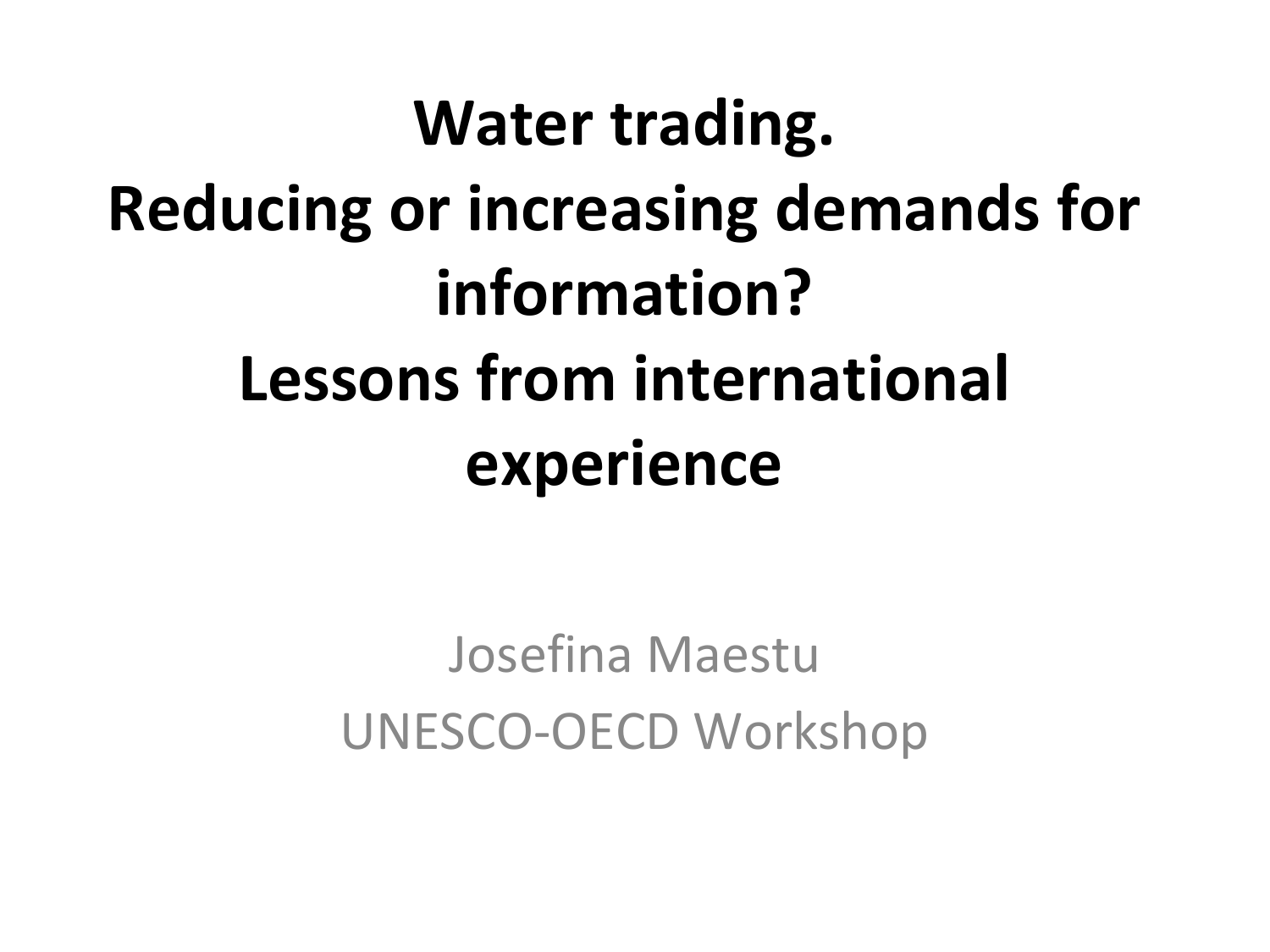# Water trading. Reducing or increasing demands for information? Lessons from international experience

Josefina Maestu

UNESCO-OECD Workshop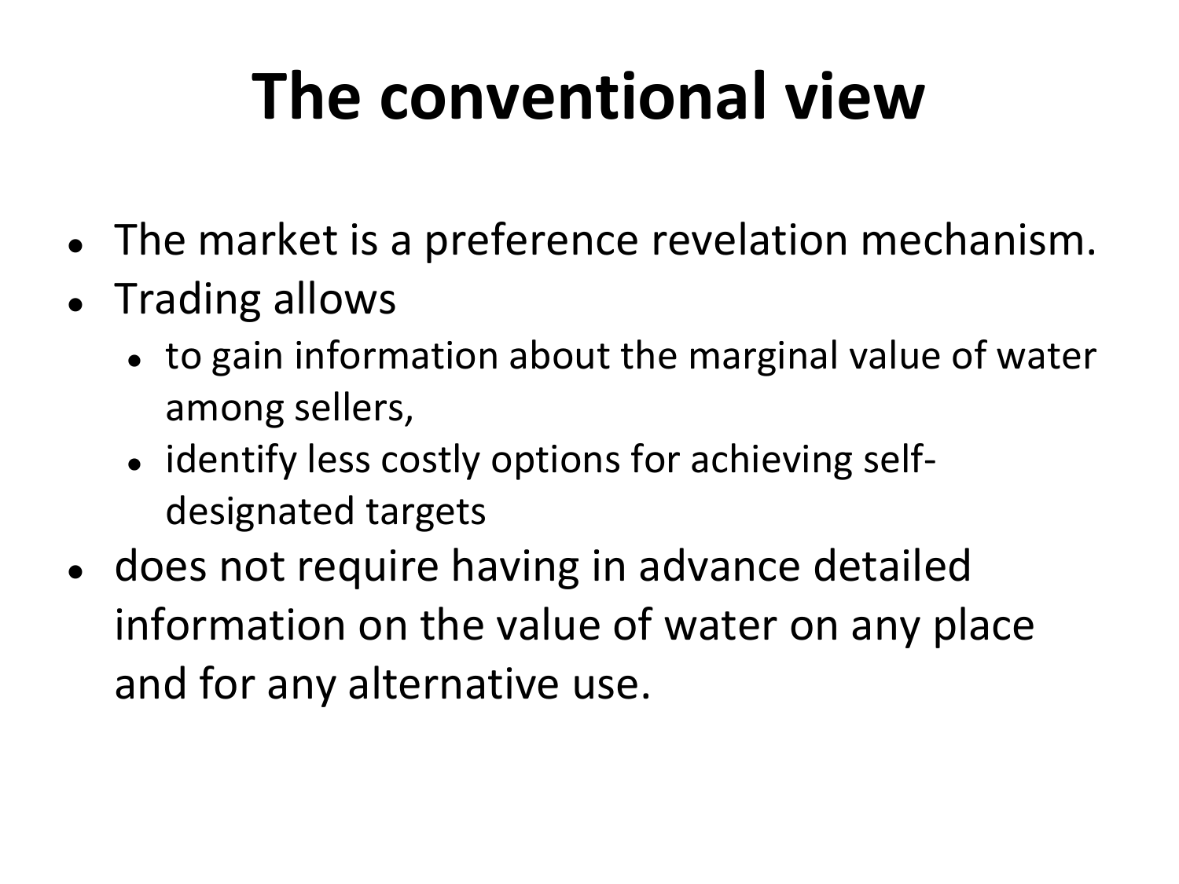# The conventional view

- The market is a preference revelation mechanism.
- Trading allows
  - to gain information about the marginal value of water among sellers,
  - identify less costly options for achieving self-designated targets
- does not require having in advance detailed information on the value of water on any place and for any alternative use.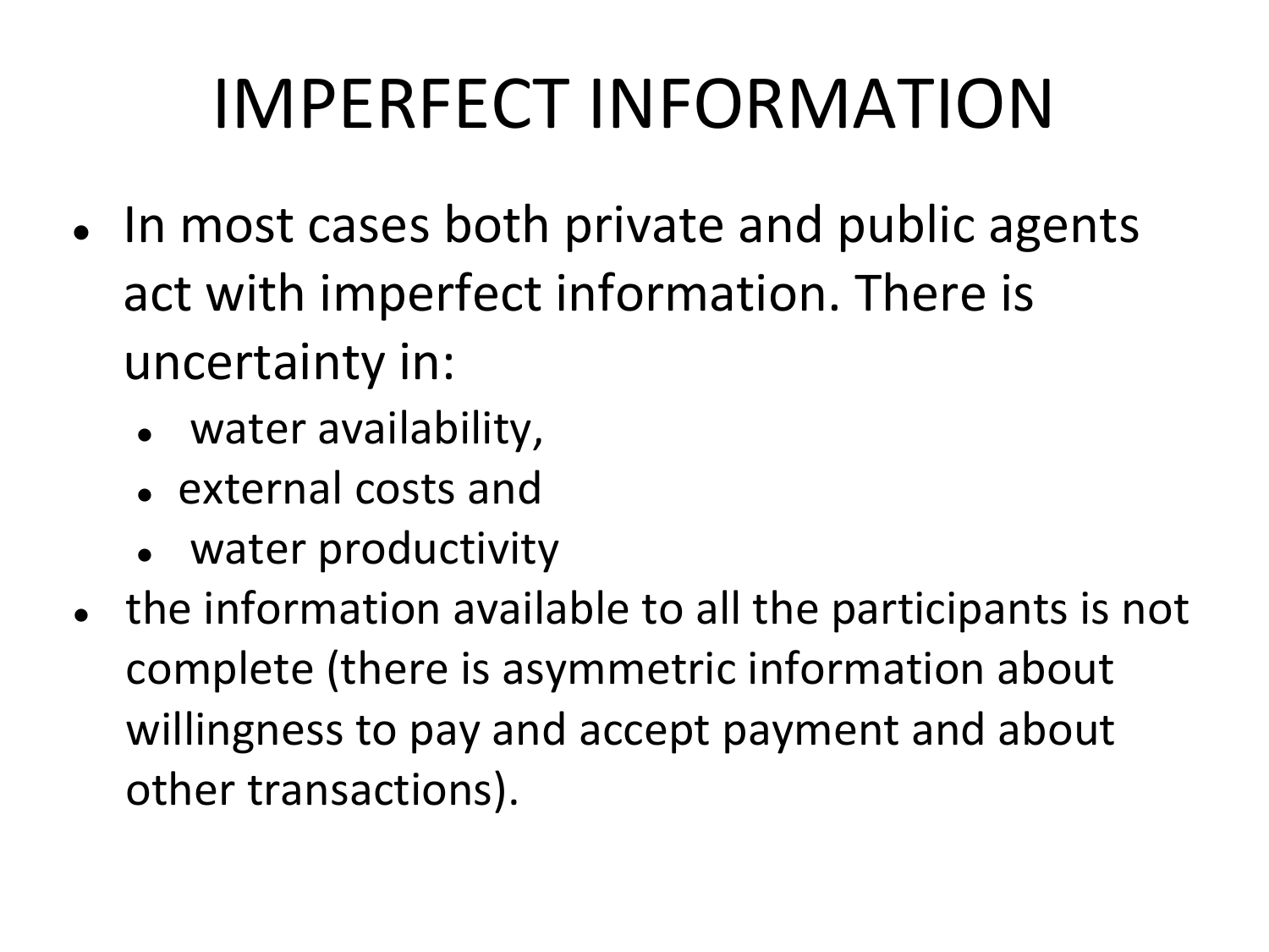# IMPERFECT INFORMATION

- In most cases both private and public agents act with imperfect information. There is uncertainty in:
  - water availability,
  - external costs and
  - water productivity
- the information available to all the participants is not complete (there is asymmetric information about willingness to pay and accept payment and about other transactions).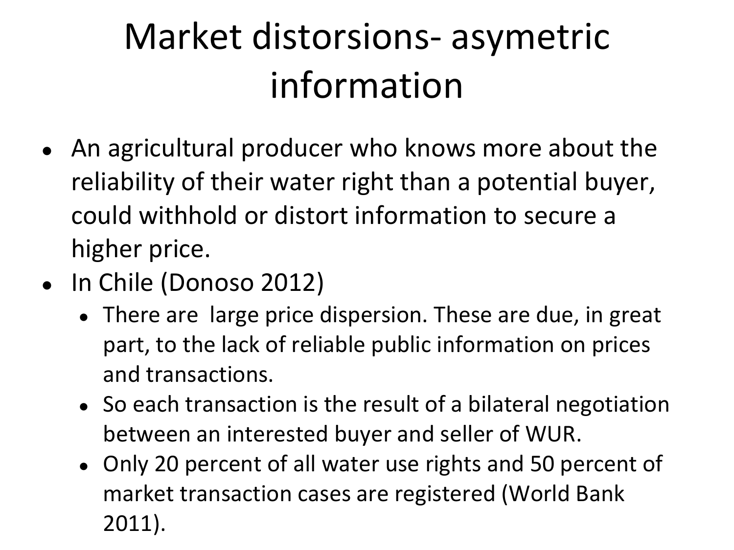# Market distorsions- asymetric information

- An agricultural producer who knows more about the reliability of their water right than a potential buyer, could withhold or distort information to secure a higher price.
- In Chile (Donoso 2012)
  - There are  large price dispersion. These are due, in great part, to the lack of reliable public information on prices and transactions.
  - So each transaction is the result of a bilateral negotiation between an interested buyer and seller of WUR.
  - Only 20 percent of all water use rights and 50 percent of market transaction cases are registered (World Bank 2011).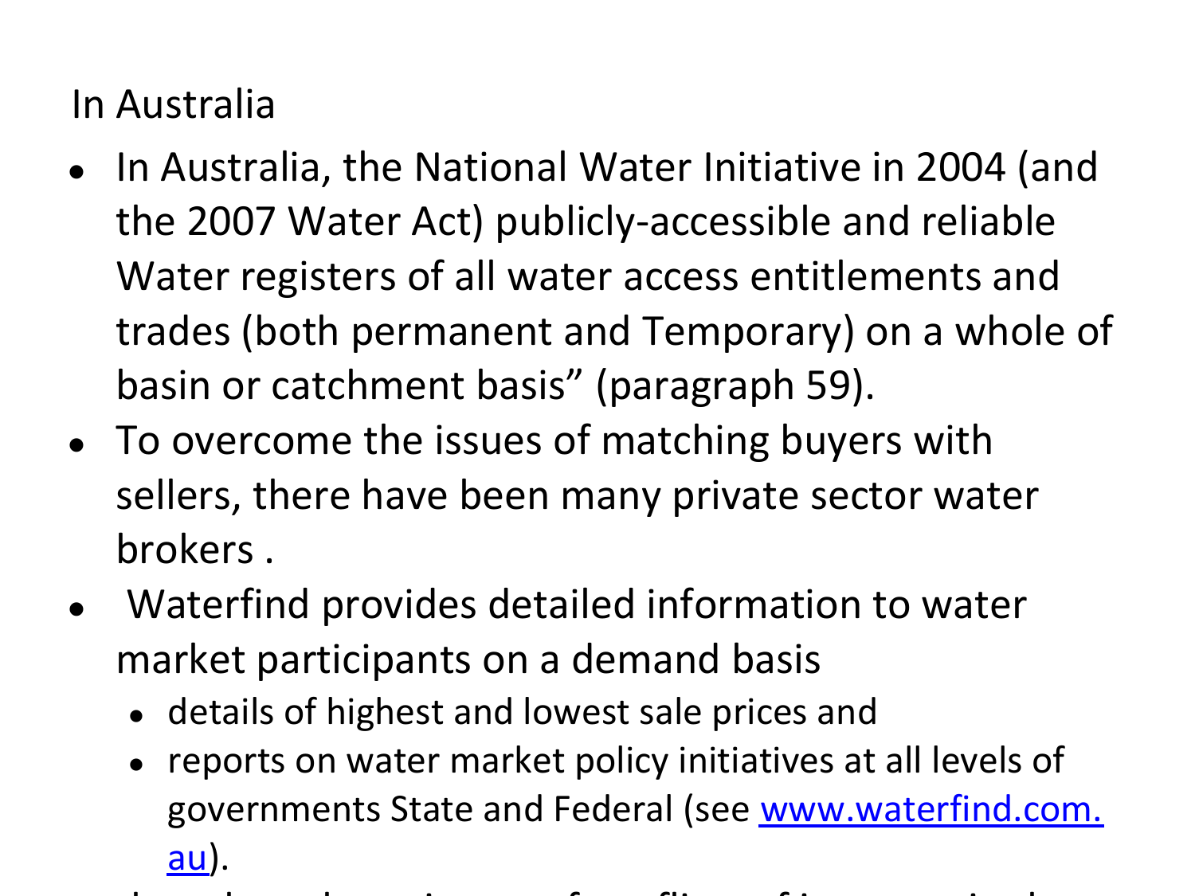In Australia

- In Australia, the National Water Initiative in 2004 (and the 2007 Water Act) publicly-accessible and reliable Water registers of all water access entitlements and trades (both permanent and Temporary) on a whole of basin or catchment basis" (paragraph 59).
- To overcome the issues of matching buyers with sellers, there have been many private sector water brokers .
- Waterfind provides detailed information to water market participants on a demand basis
  - details of highest and lowest sale prices and
  - reports on water market policy initiatives at all levels of governments State and Federal (see [www.waterfind.com.au](http://www.waterfind.com.au)).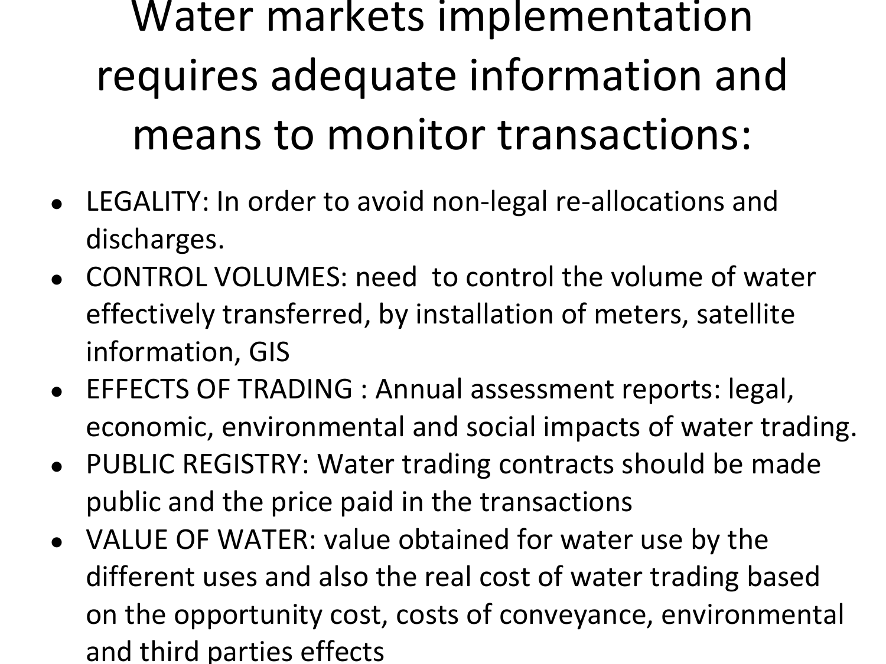# Water markets implementation requires adequate information and means to monitor transactions:

- LEGALITY: In order to avoid non-legal re-allocations and discharges.
- CONTROL VOLUMES: need to control the volume of water effectively transferred, by installation of meters, satellite information, GIS
- EFFECTS OF TRADING : Annual assessment reports: legal, economic, environmental and social impacts of water trading.
- PUBLIC REGISTRY: Water trading contracts should be made public and the price paid in the transactions
- VALUE OF WATER: value obtained for water use by the different uses and also the real cost of water trading based on the opportunity cost, costs of conveyance, environmental and third parties effects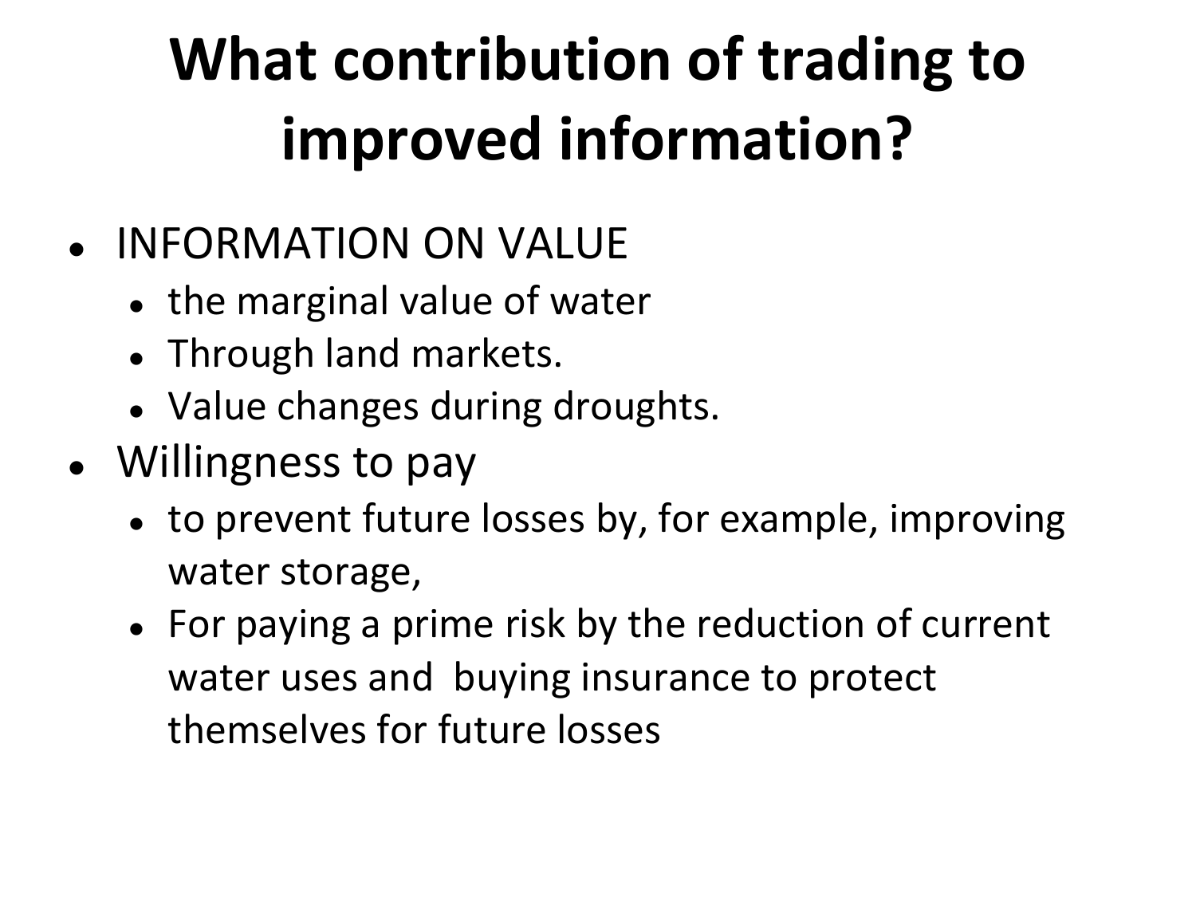# What contribution of trading to improved information?

- INFORMATION ON VALUE
  - the marginal value of water
  - Through land markets.
  - Value changes during droughts.
- Willingness to pay
  - to prevent future losses by, for example, improving water storage,
  - For paying a prime risk by the reduction of current water uses and buying insurance to protect themselves for future losses